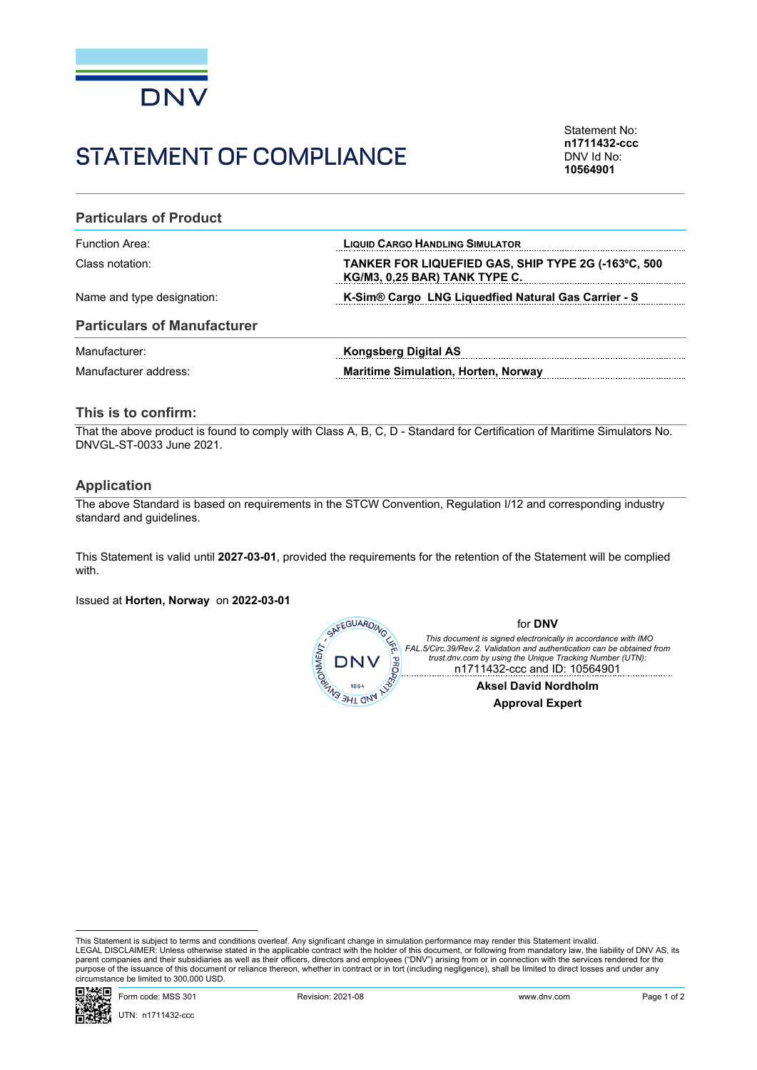DNV

# STATEMENT OF COMPLIANCE

Statement No:
**n1711432-ccc**
DNV Id No:
**10564901**

## Particulars of Product

| | |
|---|---|
| Function Area: | **LIQUID CARGO HANDLING SIMULATOR** |
| Class notation: | **TANKER FOR LIQUEFIED GAS, SHIP TYPE 2G (-163ºC, 500 KG/M3, 0,25 BAR) TANK TYPE C.** |
| Name and type designation: | **K-Sim® Cargo LNG Liquedfied Natural Gas Carrier - S** |

## Particulars of Manufacturer

| | |
|---|---|
| Manufacturer: | **Kongsberg Digital AS** |
| Manufacturer address: | **Maritime Simulation, Horten, Norway** |

## This is to confirm:

That the above product is found to comply with Class A, B, C, D - Standard for Certification of Maritime Simulators No. DNVGL-ST-0033 June 2021.

## Application

The above Standard is based on requirements in the STCW Convention, Regulation I/12 and corresponding industry standard and guidelines.

This Statement is valid until **2027-03-01**, provided the requirements for the retention of the Statement will be complied with.

Issued at **Horten, Norway** on **2022-03-01**

for **DNV**

*This document is signed electronically in accordance with IMO FAL.5/Circ.39/Rev.2. Validation and authentication can be obtained from trust.dnv.com by using the Unique Tracking Number (UTN):*
n1711432-ccc and ID: 10564901

**Aksel David Nordholm**
**Approval Expert**

This Statement is subject to terms and conditions overleaf. Any significant change in simulation performance may render this Statement invalid.
LEGAL DISCLAIMER: Unless otherwise stated in the applicable contract with the holder of this document, or following from mandatory law, the liability of DNV AS, its parent companies and their subsidiaries as well as their officers, directors and employees ("DNV") arising from or in connection with the services rendered for the purpose of the issuance of this document or reliance thereon, whether in contract or in tort (including negligence), shall be limited to direct losses and under any circumstance be limited to 300,000 USD.

Form code: MSS 301 Revision: 2021-08 www.dnv.com

UTN: n1711432-ccc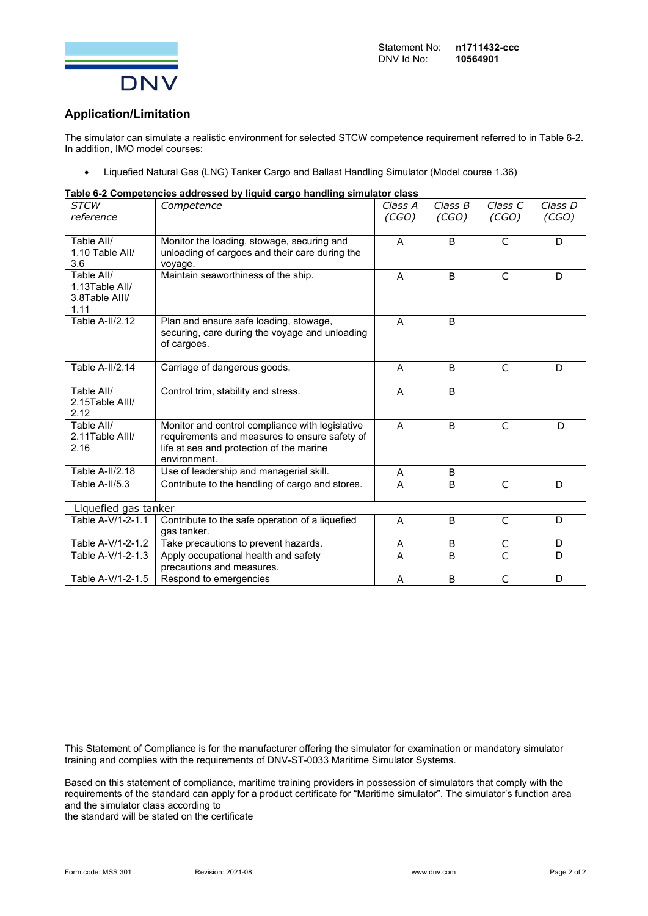Statement No: **n1711432-ccc**
DNV Id No: **10564901**

## Application/Limitation

The simulator can simulate a realistic environment for selected STCW competence requirement referred to in Table 6-2. In addition, IMO model courses:

- Liquefied Natural Gas (LNG) Tanker Cargo and Ballast Handling Simulator (Model course 1.36)

**Table 6-2 Competencies addressed by liquid cargo handling simulator class**

| *STCW reference* | *Competence* | *Class A (CGO)* | *Class B (CGO)* | *Class C (CGO)* | *Class D (CGO)* |
|---|---|---|---|---|---|
| Table AII/ 1.10 Table AII/ 3.6 | Monitor the loading, stowage, securing and unloading of cargoes and their care during the voyage. | A | B | C | D |
| Table AII/ 1.13Table AII/ 3.8Table AIII/ 1.11 | Maintain seaworthiness of the ship. | A | B | C | D |
| Table A-II/2.12 | Plan and ensure safe loading, stowage, securing, care during the voyage and unloading of cargoes. | A | B | | |
| Table A-II/2.14 | Carriage of dangerous goods. | A | B | C | D |
| Table AII/ 2.15Table AIII/ 2.12 | Control trim, stability and stress. | A | B | | |
| Table AII/ 2.11Table AIII/ 2.16 | Monitor and control compliance with legislative requirements and measures to ensure safety of life at sea and protection of the marine environment. | A | B | C | D |
| Table A-II/2.18 | Use of leadership and managerial skill. | A | B | | |
| Table A-II/5.3 | Contribute to the handling of cargo and stores. | A | B | C | D |
| Liquefied gas tanker | | | | | |
| Table A-V/1-2-1.1 | Contribute to the safe operation of a liquefied gas tanker. | A | B | C | D |
| Table A-V/1-2-1.2 | Take precautions to prevent hazards. | A | B | C | D |
| Table A-V/1-2-1.3 | Apply occupational health and safety precautions and measures. | A | B | C | D |
| Table A-V/1-2-1.5 | Respond to emergencies | A | B | C | D |

This Statement of Compliance is for the manufacturer offering the simulator for examination or mandatory simulator training and complies with the requirements of DNV-ST-0033 Maritime Simulator Systems.

Based on this statement of compliance, maritime training providers in possession of simulators that comply with the requirements of the standard can apply for a product certificate for "Maritime simulator". The simulator's function area and the simulator class according to
the standard will be stated on the certificate

Form code: MSS 301 Revision: 2021-08 www.dnv.com